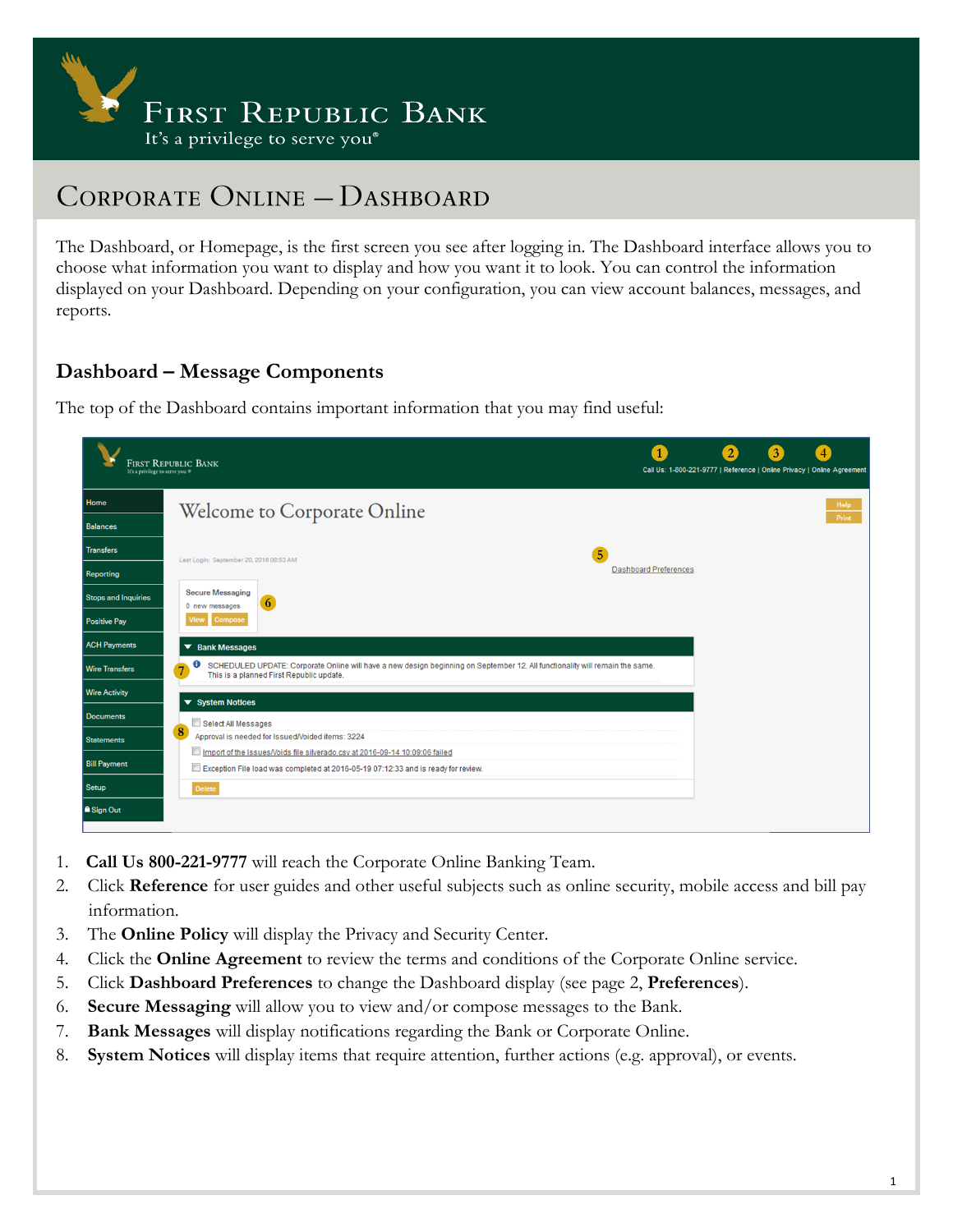# First Republic Bank

It's a privilege to serve you®

## Corporate Online — Dashboard

The Dashboard, or Homepage, is the first screen you see after logging in. The Dashboard interface allows you to choose what information you want to display and how you want it to look. You can control the information displayed on your Dashboard. Depending on your configuration, you can view account balances, messages, and reports.

### Dashboard – Message Components

The top of the Dashboard contains important information that you may find useful:

1. **Call Us 800-221-9777** will reach the Corporate Online Banking Team.
2. Click **Reference** for user guides and other useful subjects such as online security, mobile access and bill pay information.
3. The **Online Policy** will display the Privacy and Security Center.
4. Click the **Online Agreement** to review the terms and conditions of the Corporate Online service.
5. Click **Dashboard Preferences** to change the Dashboard display (see page 2, **Preferences**).
6. **Secure Messaging** will allow you to view and/or compose messages to the Bank.
7. **Bank Messages** will display notifications regarding the Bank or Corporate Online.
8. **System Notices** will display items that require attention, further actions (e.g. approval), or events.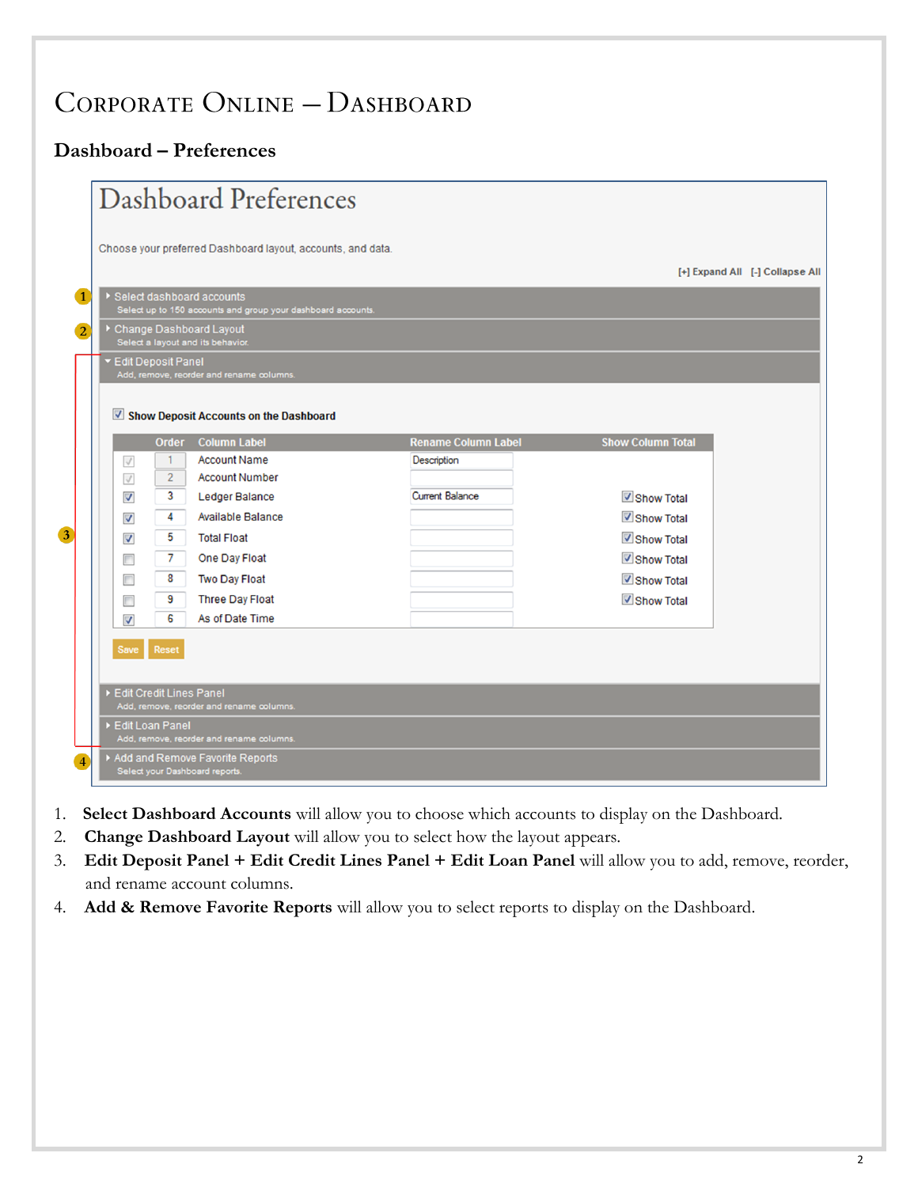# Corporate Online – Dashboard

## Dashboard – Preferences

# Dashboard Preferences

Choose your preferred Dashboard layout, accounts, and data.

[+] Expand All [-] Collapse All

1. Select dashboard accounts
   Select up to 150 accounts and group your dashboard accounts.
2. Change Dashboard Layout
   Select a layout and its behavior.
3. Edit Deposit Panel
   Add, remove, reorder and rename columns.

☑ Show Deposit Accounts on the Dashboard

| | Order | Column Label | Rename Column Label | Show Column Total |
|---|---|---|---|---|
| ☑ | 1 | Account Name | Description | |
| ☑ | 2 | Account Number | | |
| ☑ | 3 | Ledger Balance | Current Balance | ☑ Show Total |
| ☑ | 4 | Available Balance | | ☑ Show Total |
| ☑ | 5 | Total Float | | ☑ Show Total |
| ☐ | 7 | One Day Float | | ☑ Show Total |
| ☐ | 8 | Two Day Float | | ☑ Show Total |
| ☐ | 9 | Three Day Float | | ☑ Show Total |
| ☑ | 6 | As of Date Time | | |

Save Reset

Edit Credit Lines Panel
Add, remove, reorder and rename columns.

Edit Loan Panel
Add, remove, reorder and rename columns.

4. Add and Remove Favorite Reports
   Select your Dashboard reports.

---

1. **Select Dashboard Accounts** will allow you to choose which accounts to display on the Dashboard.
2. **Change Dashboard Layout** will allow you to select how the layout appears.
3. **Edit Deposit Panel + Edit Credit Lines Panel + Edit Loan Panel** will allow you to add, remove, reorder, and rename account columns.
4. **Add & Remove Favorite Reports** will allow you to select reports to display on the Dashboard.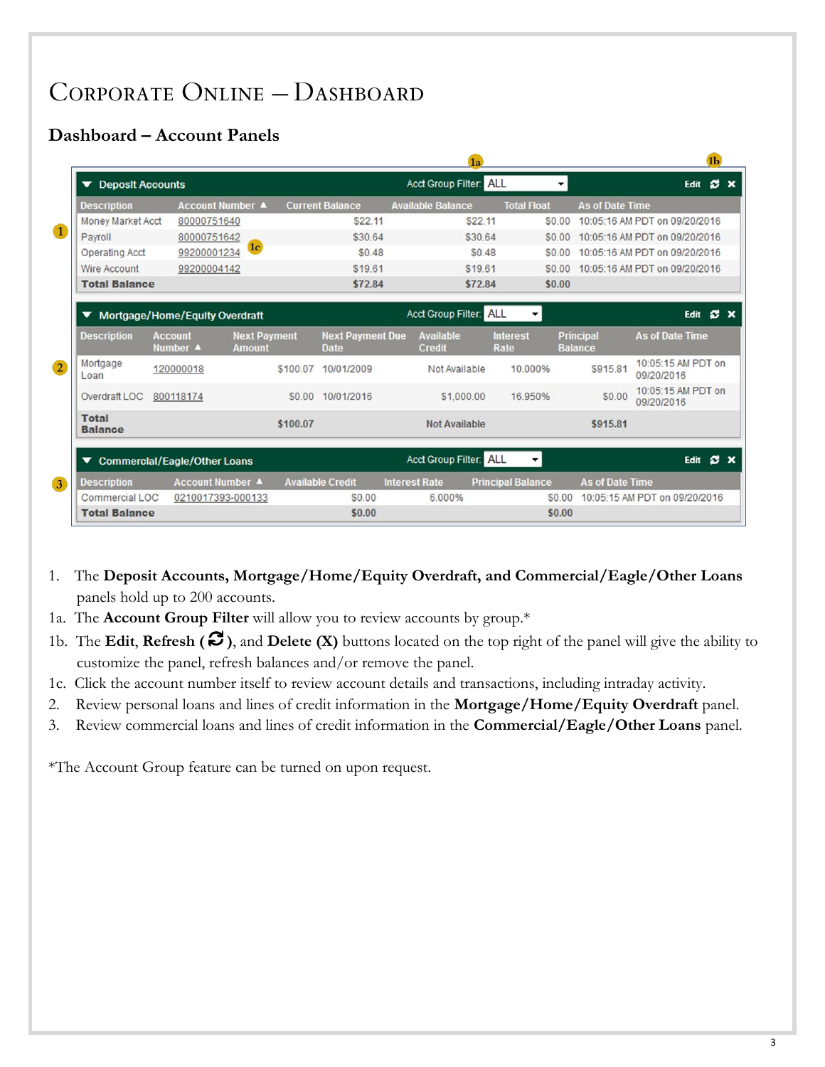# Corporate Online – Dashboard

## Dashboard – Account Panels

**Deposit Accounts** — Acct Group Filter: ALL — Edit

| Description | Account Number ▲ | Current Balance | Available Balance | Total Float | As of Date Time |
|---|---|---|---|---|---|
| Money Market Acct | 80000751640 | $22.11 | $22.11 | $0.00 | 10:05:16 AM PDT on 09/20/2016 |
| Payroll | 80000751642 | $30.64 | $30.64 | $0.00 | 10:05:16 AM PDT on 09/20/2016 |
| Operating Acct | 99200001234 | $0.48 | $0.48 | $0.00 | 10:05:16 AM PDT on 09/20/2016 |
| Wire Account | 99200004142 | $19.61 | $19.61 | $0.00 | 10:05:16 AM PDT on 09/20/2016 |
| **Total Balance** | | **$72.84** | **$72.84** | **$0.00** | |

**Mortgage/Home/Equity Overdraft** — Acct Group Filter: ALL — Edit

| Description | Account Number ▲ | Next Payment Amount | Next Payment Due Date | Available Credit | Interest Rate | Principal Balance | As of Date Time |
|---|---|---|---|---|---|---|---|
| Mortgage Loan | 120000018 | $100.07 | 10/01/2009 | Not Available | 10.000% | $915.81 | 10:05:15 AM PDT on 09/20/2016 |
| Overdraft LOC | 800118174 | $0.00 | 10/01/2016 | $1,000.00 | 16.950% | $0.00 | 10:05:15 AM PDT on 09/20/2016 |
| **Total Balance** | | **$100.07** | | **Not Available** | | **$915.81** | |

**Commercial/Eagle/Other Loans** — Acct Group Filter: ALL — Edit

| Description | Account Number ▲ | Available Credit | Interest Rate | Principal Balance | As of Date Time |
|---|---|---|---|---|---|
| Commercial LOC | 0210017393-000133 | $0.00 | 6.000% | $0.00 | 10:05:15 AM PDT on 09/20/2016 |
| **Total Balance** | | **$0.00** | | **$0.00** | |

1. The **Deposit Accounts, Mortgage/Home/Equity Overdraft, and Commercial/Eagle/Other Loans** panels hold up to 200 accounts.

1a. The **Account Group Filter** will allow you to review accounts by group.*

1b. The **Edit**, **Refresh (** ↻ **)**, and **Delete (X)** buttons located on the top right of the panel will give the ability to customize the panel, refresh balances and/or remove the panel.

1c. Click the account number itself to review account details and transactions, including intraday activity.

2. Review personal loans and lines of credit information in the **Mortgage/Home/Equity Overdraft** panel.
3. Review commercial loans and lines of credit information in the **Commercial/Eagle/Other Loans** panel.

*The Account Group feature can be turned on upon request.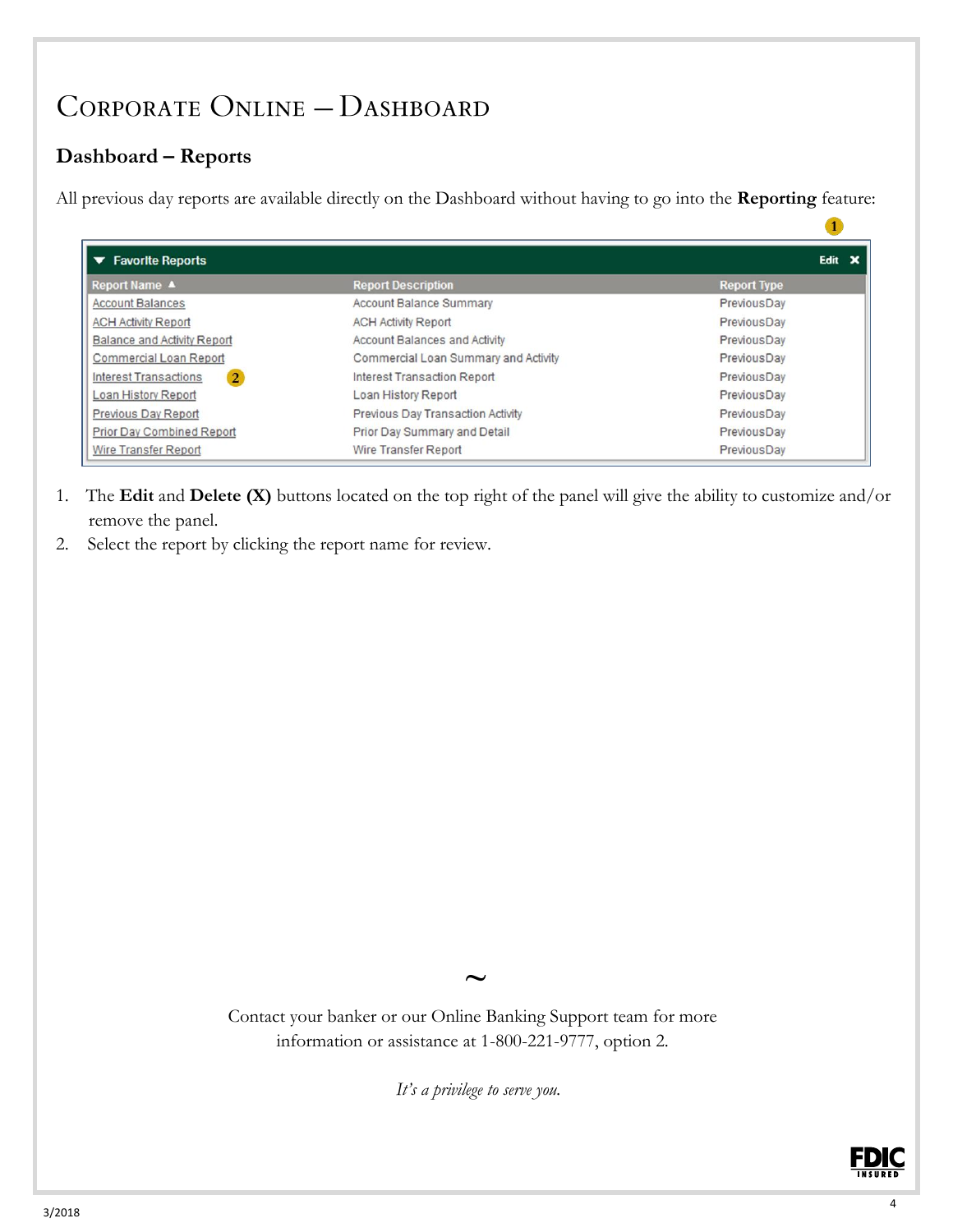# Corporate Online – Dashboard

## Dashboard – Reports

All previous day reports are available directly on the Dashboard without having to go into the **Reporting** feature:

1

**Favorite Reports** Edit ✕

| Report Name ▲ | Report Description | Report Type |
|---|---|---|
| Account Balances | Account Balance Summary | PreviousDay |
| ACH Activity Report | ACH Activity Report | PreviousDay |
| Balance and Activity Report | Account Balances and Activity | PreviousDay |
| Commercial Loan Report | Commercial Loan Summary and Activity | PreviousDay |
| Interest Transactions (2) | Interest Transaction Report | PreviousDay |
| Loan History Report | Loan History Report | PreviousDay |
| Previous Day Report | Previous Day Transaction Activity | PreviousDay |
| Prior Day Combined Report | Prior Day Summary and Detail | PreviousDay |
| Wire Transfer Report | Wire Transfer Report | PreviousDay |

1. The **Edit** and **Delete (X)** buttons located on the top right of the panel will give the ability to customize and/or remove the panel.
2. Select the report by clicking the report name for review.

~

Contact your banker or our Online Banking Support team for more information or assistance at 1-800-221-9777, option 2.

*It's a privilege to serve you.*

FDIC INSURED

3/2018